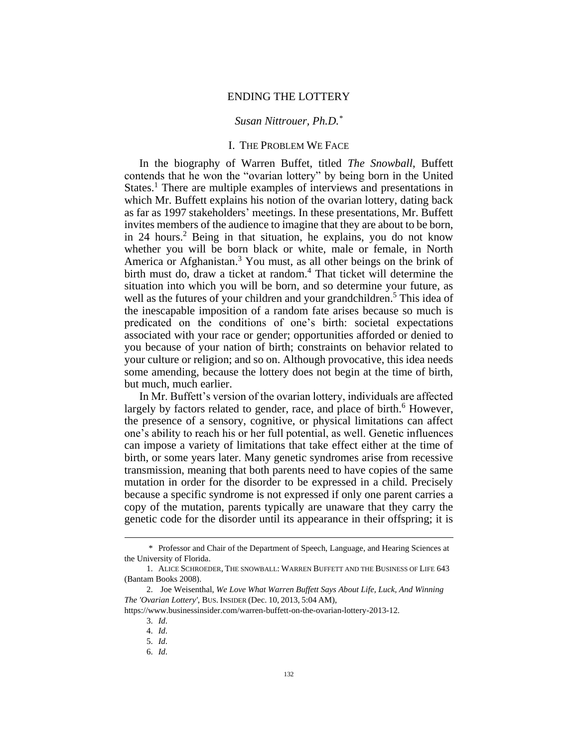# ENDING THE LOTTERY

*Susan Nittrouer, Ph.D.*[*]

## I. The Problem We Face

In the biography of Warren Buffet, titled *The Snowball*, Buffett contends that he won the "ovarian lottery" by being born in the United States.[1] There are multiple examples of interviews and presentations in which Mr. Buffett explains his notion of the ovarian lottery, dating back as far as 1997 stakeholders' meetings. In these presentations, Mr. Buffett invites members of the audience to imagine that they are about to be born, in 24 hours.[2] Being in that situation, he explains, you do not know whether you will be born black or white, male or female, in North America or Afghanistan.[3] You must, as all other beings on the brink of birth must do, draw a ticket at random.[4] That ticket will determine the situation into which you will be born, and so determine your future, as well as the futures of your children and your grandchildren.[5] This idea of the inescapable imposition of a random fate arises because so much is predicated on the conditions of one's birth: societal expectations associated with your race or gender; opportunities afforded or denied to you because of your nation of birth; constraints on behavior related to your culture or religion; and so on. Although provocative, this idea needs some amending, because the lottery does not begin at the time of birth, but much, much earlier.

In Mr. Buffett's version of the ovarian lottery, individuals are affected largely by factors related to gender, race, and place of birth.[6] However, the presence of a sensory, cognitive, or physical limitations can affect one's ability to reach his or her full potential, as well. Genetic influences can impose a variety of limitations that take effect either at the time of birth, or some years later. Many genetic syndromes arise from recessive transmission, meaning that both parents need to have copies of the same mutation in order for the disorder to be expressed in a child. Precisely because a specific syndrome is not expressed if only one parent carries a copy of the mutation, parents typically are unaware that they carry the genetic code for the disorder until its appearance in their offspring; it is

---

\* Professor and Chair of the Department of Speech, Language, and Hearing Sciences at the University of Florida.

1. Alice Schroeder, The Snowball: Warren Buffett and the Business of Life 643 (Bantam Books 2008).

2. Joe Weisenthal, *We Love What Warren Buffett Says About Life, Luck, And Winning The 'Ovarian Lottery'*, Bus. Insider (Dec. 10, 2013, 5:04 AM), https://www.businessinsider.com/warren-buffett-on-the-ovarian-lottery-2013-12.

3. *Id*.

4. *Id*.

5. *Id*.

6. *Id*.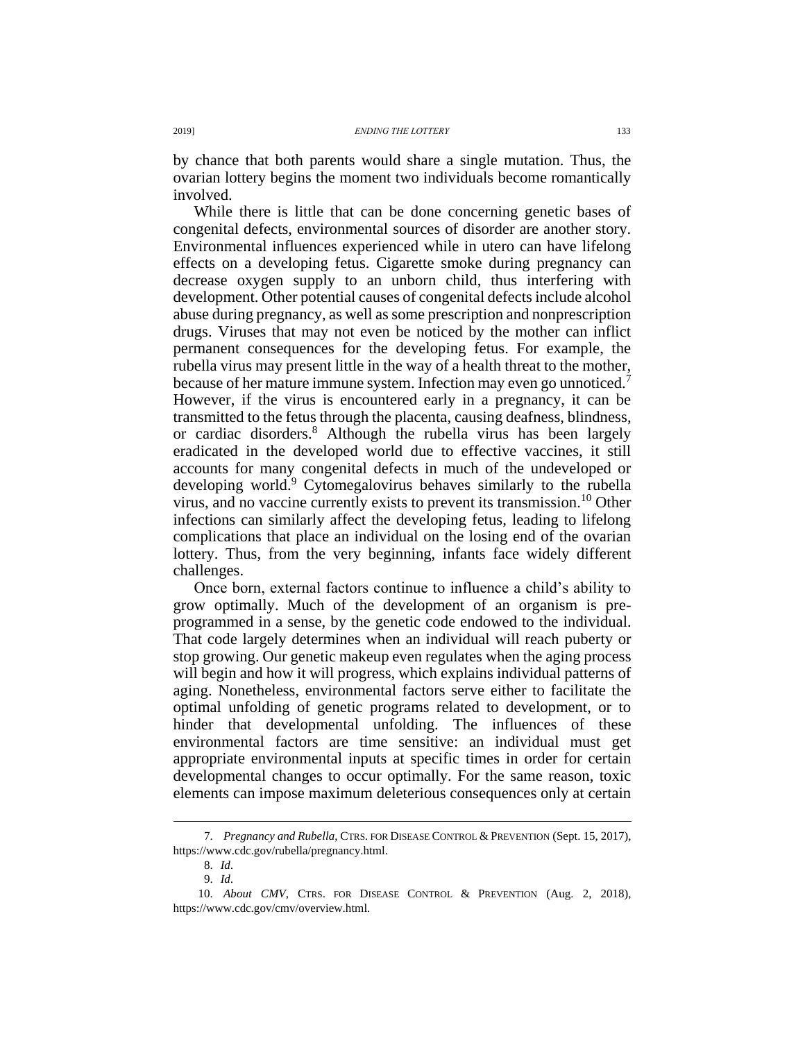by chance that both parents would share a single mutation. Thus, the ovarian lottery begins the moment two individuals become romantically involved.

While there is little that can be done concerning genetic bases of congenital defects, environmental sources of disorder are another story. Environmental influences experienced while in utero can have lifelong effects on a developing fetus. Cigarette smoke during pregnancy can decrease oxygen supply to an unborn child, thus interfering with development. Other potential causes of congenital defects include alcohol abuse during pregnancy, as well as some prescription and nonprescription drugs. Viruses that may not even be noticed by the mother can inflict permanent consequences for the developing fetus. For example, the rubella virus may present little in the way of a health threat to the mother, because of her mature immune system. Infection may even go unnoticed.[7] However, if the virus is encountered early in a pregnancy, it can be transmitted to the fetus through the placenta, causing deafness, blindness, or cardiac disorders.[8] Although the rubella virus has been largely eradicated in the developed world due to effective vaccines, it still accounts for many congenital defects in much of the undeveloped or developing world.[9] Cytomegalovirus behaves similarly to the rubella virus, and no vaccine currently exists to prevent its transmission.[10] Other infections can similarly affect the developing fetus, leading to lifelong complications that place an individual on the losing end of the ovarian lottery. Thus, from the very beginning, infants face widely different challenges.

Once born, external factors continue to influence a child's ability to grow optimally. Much of the development of an organism is pre-programmed in a sense, by the genetic code endowed to the individual. That code largely determines when an individual will reach puberty or stop growing. Our genetic makeup even regulates when the aging process will begin and how it will progress, which explains individual patterns of aging. Nonetheless, environmental factors serve either to facilitate the optimal unfolding of genetic programs related to development, or to hinder that developmental unfolding. The influences of these environmental factors are time sensitive: an individual must get appropriate environmental inputs at specific times in order for certain developmental changes to occur optimally. For the same reason, toxic elements can impose maximum deleterious consequences only at certain

---

7. *Pregnancy and Rubella*, CTRS. FOR DISEASE CONTROL & PREVENTION (Sept. 15, 2017), https://www.cdc.gov/rubella/pregnancy.html.

8. *Id.*

9. *Id.*

10. *About CMV*, CTRS. FOR DISEASE CONTROL & PREVENTION (Aug. 2, 2018), https://www.cdc.gov/cmv/overview.html.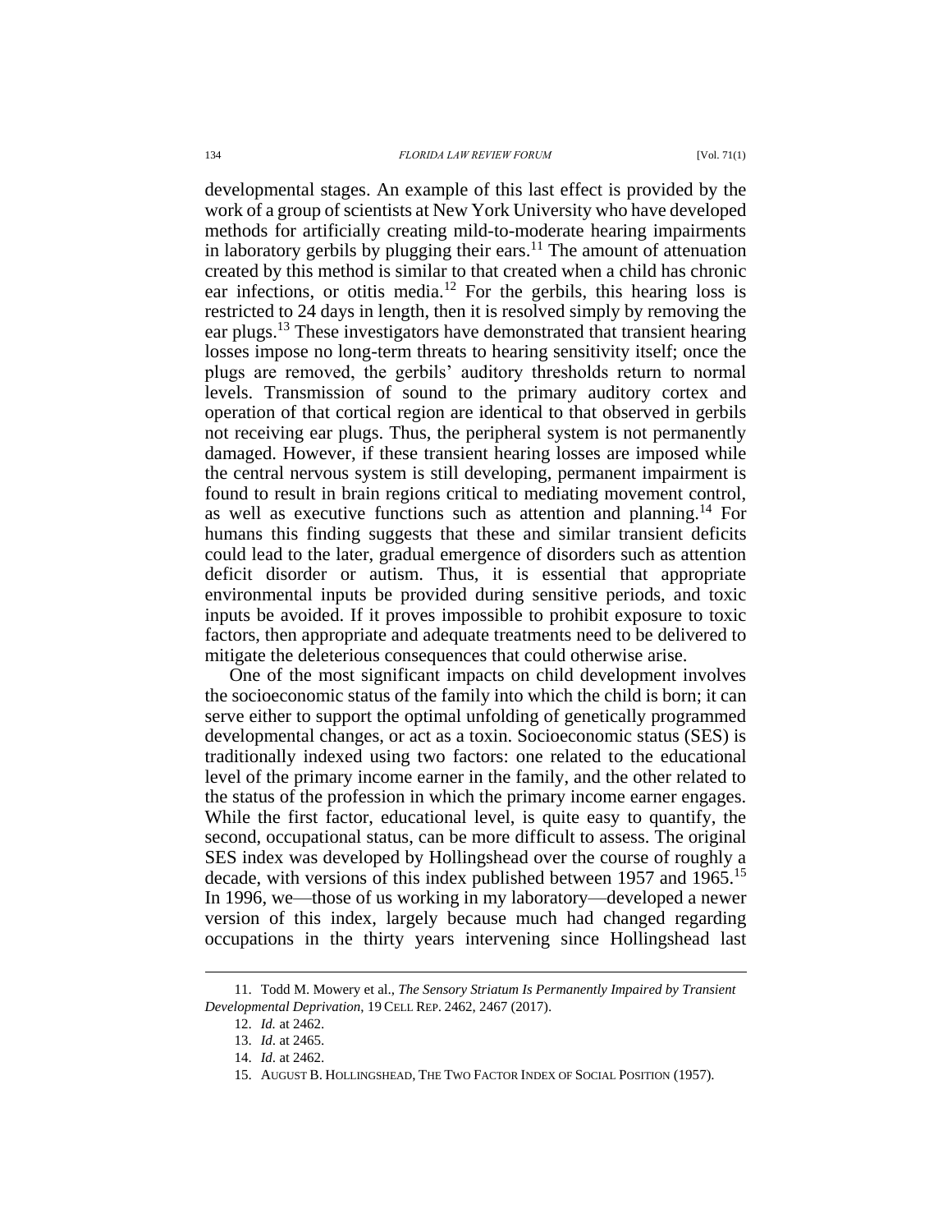developmental stages. An example of this last effect is provided by the work of a group of scientists at New York University who have developed methods for artificially creating mild-to-moderate hearing impairments in laboratory gerbils by plugging their ears.[11] The amount of attenuation created by this method is similar to that created when a child has chronic ear infections, or otitis media.[12] For the gerbils, this hearing loss is restricted to 24 days in length, then it is resolved simply by removing the ear plugs.[13] These investigators have demonstrated that transient hearing losses impose no long-term threats to hearing sensitivity itself; once the plugs are removed, the gerbils' auditory thresholds return to normal levels. Transmission of sound to the primary auditory cortex and operation of that cortical region are identical to that observed in gerbils not receiving ear plugs. Thus, the peripheral system is not permanently damaged. However, if these transient hearing losses are imposed while the central nervous system is still developing, permanent impairment is found to result in brain regions critical to mediating movement control, as well as executive functions such as attention and planning.[14] For humans this finding suggests that these and similar transient deficits could lead to the later, gradual emergence of disorders such as attention deficit disorder or autism. Thus, it is essential that appropriate environmental inputs be provided during sensitive periods, and toxic inputs be avoided. If it proves impossible to prohibit exposure to toxic factors, then appropriate and adequate treatments need to be delivered to mitigate the deleterious consequences that could otherwise arise.

One of the most significant impacts on child development involves the socioeconomic status of the family into which the child is born; it can serve either to support the optimal unfolding of genetically programmed developmental changes, or act as a toxin. Socioeconomic status (SES) is traditionally indexed using two factors: one related to the educational level of the primary income earner in the family, and the other related to the status of the profession in which the primary income earner engages. While the first factor, educational level, is quite easy to quantify, the second, occupational status, can be more difficult to assess. The original SES index was developed by Hollingshead over the course of roughly a decade, with versions of this index published between 1957 and 1965.[15] In 1996, we—those of us working in my laboratory—developed a newer version of this index, largely because much had changed regarding occupations in the thirty years intervening since Hollingshead last

---

11. Todd M. Mowery et al., *The Sensory Striatum Is Permanently Impaired by Transient Developmental Deprivation*, 19 CELL REP. 2462, 2467 (2017).

12. *Id.* at 2462.

13. *Id*. at 2465.

14. *Id*. at 2462.

15. AUGUST B. HOLLINGSHEAD, THE TWO FACTOR INDEX OF SOCIAL POSITION (1957).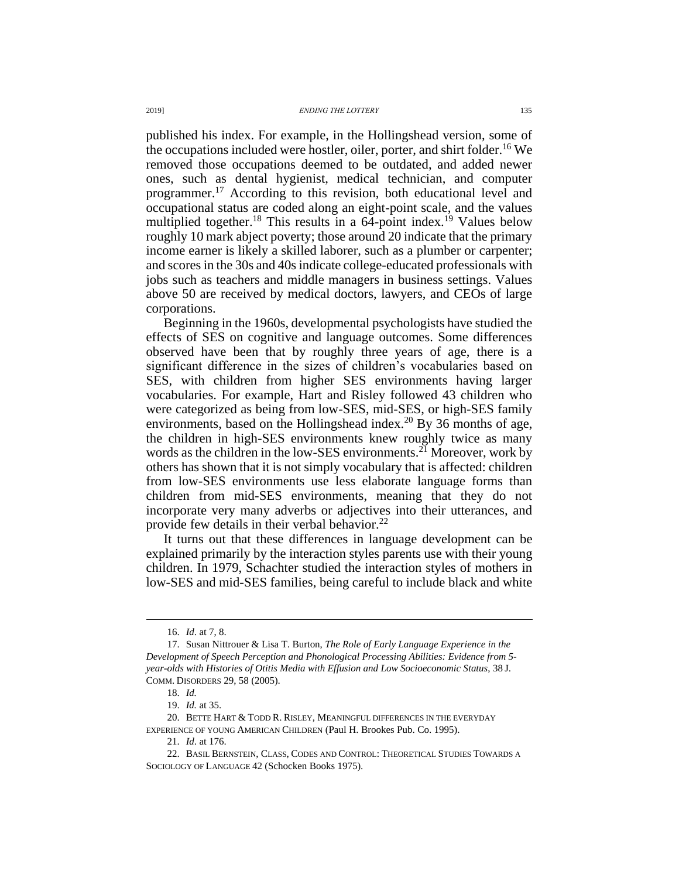published his index. For example, in the Hollingshead version, some of the occupations included were hostler, oiler, porter, and shirt folder.[16] We removed those occupations deemed to be outdated, and added newer ones, such as dental hygienist, medical technician, and computer programmer.[17] According to this revision, both educational level and occupational status are coded along an eight-point scale, and the values multiplied together.[18] This results in a 64-point index.[19] Values below roughly 10 mark abject poverty; those around 20 indicate that the primary income earner is likely a skilled laborer, such as a plumber or carpenter; and scores in the 30s and 40s indicate college-educated professionals with jobs such as teachers and middle managers in business settings. Values above 50 are received by medical doctors, lawyers, and CEOs of large corporations.

Beginning in the 1960s, developmental psychologists have studied the effects of SES on cognitive and language outcomes. Some differences observed have been that by roughly three years of age, there is a significant difference in the sizes of children's vocabularies based on SES, with children from higher SES environments having larger vocabularies. For example, Hart and Risley followed 43 children who were categorized as being from low-SES, mid-SES, or high-SES family environments, based on the Hollingshead index.[20] By 36 months of age, the children in high-SES environments knew roughly twice as many words as the children in the low-SES environments.[21] Moreover, work by others has shown that it is not simply vocabulary that is affected: children from low-SES environments use less elaborate language forms than children from mid-SES environments, meaning that they do not incorporate very many adverbs or adjectives into their utterances, and provide few details in their verbal behavior.[22]

It turns out that these differences in language development can be explained primarily by the interaction styles parents use with their young children. In 1979, Schachter studied the interaction styles of mothers in low-SES and mid-SES families, being careful to include black and white

---

16. *Id*. at 7, 8.

17. Susan Nittrouer & Lisa T. Burton, *The Role of Early Language Experience in the Development of Speech Perception and Phonological Processing Abilities: Evidence from 5-year-olds with Histories of Otitis Media with Effusion and Low Socioeconomic Status*, 38 J. COMM. DISORDERS 29, 58 (2005).

18. *Id.*

19. *Id.* at 35.

20. BETTE HART & TODD R. RISLEY, MEANINGFUL DIFFERENCES IN THE EVERYDAY EXPERIENCE OF YOUNG AMERICAN CHILDREN (Paul H. Brookes Pub. Co. 1995).

21. *Id*. at 176.

22. BASIL BERNSTEIN, CLASS, CODES AND CONTROL: THEORETICAL STUDIES TOWARDS A SOCIOLOGY OF LANGUAGE 42 (Schocken Books 1975).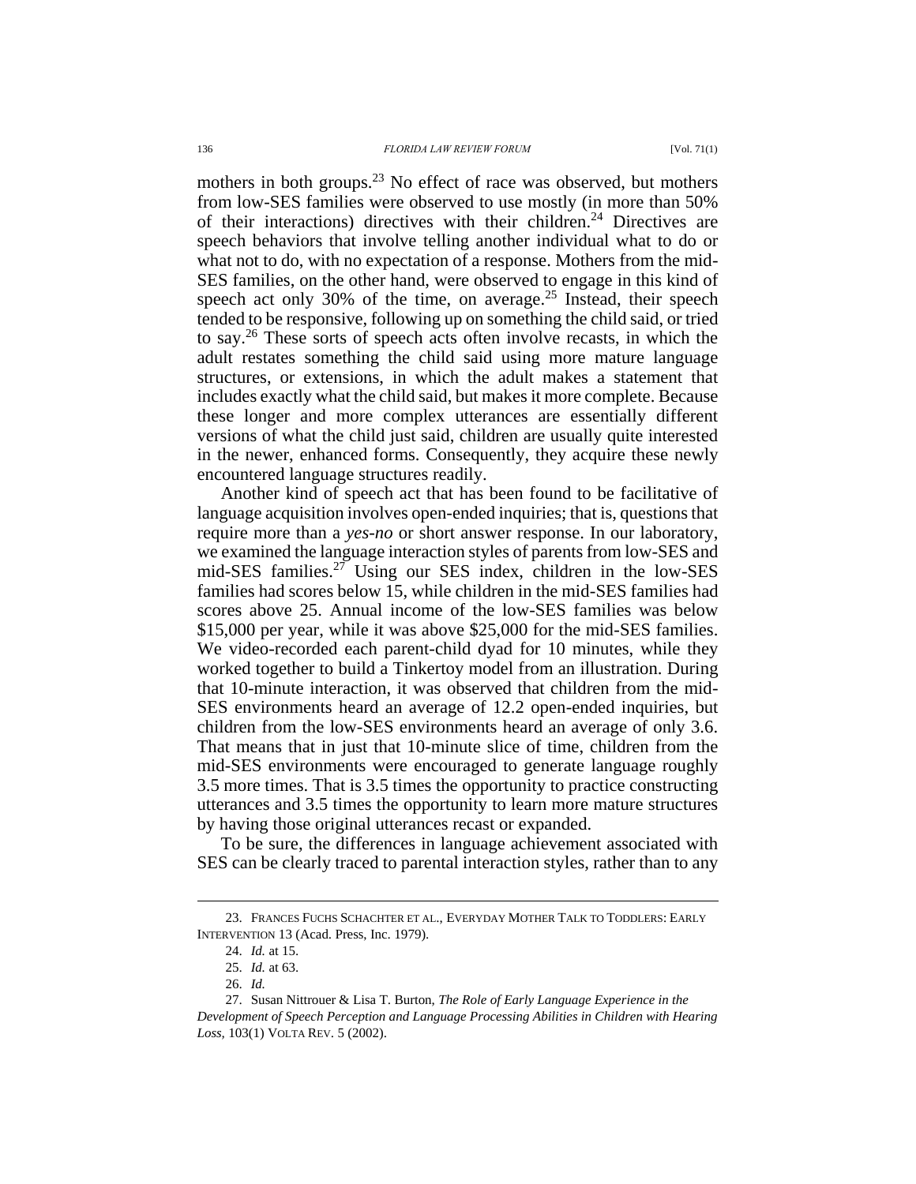mothers in both groups.[23] No effect of race was observed, but mothers from low-SES families were observed to use mostly (in more than 50% of their interactions) directives with their children.[24] Directives are speech behaviors that involve telling another individual what to do or what not to do, with no expectation of a response. Mothers from the mid-SES families, on the other hand, were observed to engage in this kind of speech act only 30% of the time, on average.[25] Instead, their speech tended to be responsive, following up on something the child said, or tried to say.[26] These sorts of speech acts often involve recasts, in which the adult restates something the child said using more mature language structures, or extensions, in which the adult makes a statement that includes exactly what the child said, but makes it more complete. Because these longer and more complex utterances are essentially different versions of what the child just said, children are usually quite interested in the newer, enhanced forms. Consequently, they acquire these newly encountered language structures readily.

Another kind of speech act that has been found to be facilitative of language acquisition involves open-ended inquiries; that is, questions that require more than a *yes-no* or short answer response. In our laboratory, we examined the language interaction styles of parents from low-SES and mid-SES families.[27] Using our SES index, children in the low-SES families had scores below 15, while children in the mid-SES families had scores above 25. Annual income of the low-SES families was below $15,000 per year, while it was above $25,000 for the mid-SES families. We video-recorded each parent-child dyad for 10 minutes, while they worked together to build a Tinkertoy model from an illustration. During that 10-minute interaction, it was observed that children from the mid-SES environments heard an average of 12.2 open-ended inquiries, but children from the low-SES environments heard an average of only 3.6. That means that in just that 10-minute slice of time, children from the mid-SES environments were encouraged to generate language roughly 3.5 more times. That is 3.5 times the opportunity to practice constructing utterances and 3.5 times the opportunity to learn more mature structures by having those original utterances recast or expanded.

To be sure, the differences in language achievement associated with SES can be clearly traced to parental interaction styles, rather than to any

---

23. FRANCES FUCHS SCHACHTER ET AL., EVERYDAY MOTHER TALK TO TODDLERS: EARLY INTERVENTION 13 (Acad. Press, Inc. 1979).

24. *Id.* at 15.

25. *Id.* at 63.

26. *Id.*

27. Susan Nittrouer & Lisa T. Burton, *The Role of Early Language Experience in the Development of Speech Perception and Language Processing Abilities in Children with Hearing Loss*, 103(1) VOLTA REV. 5 (2002).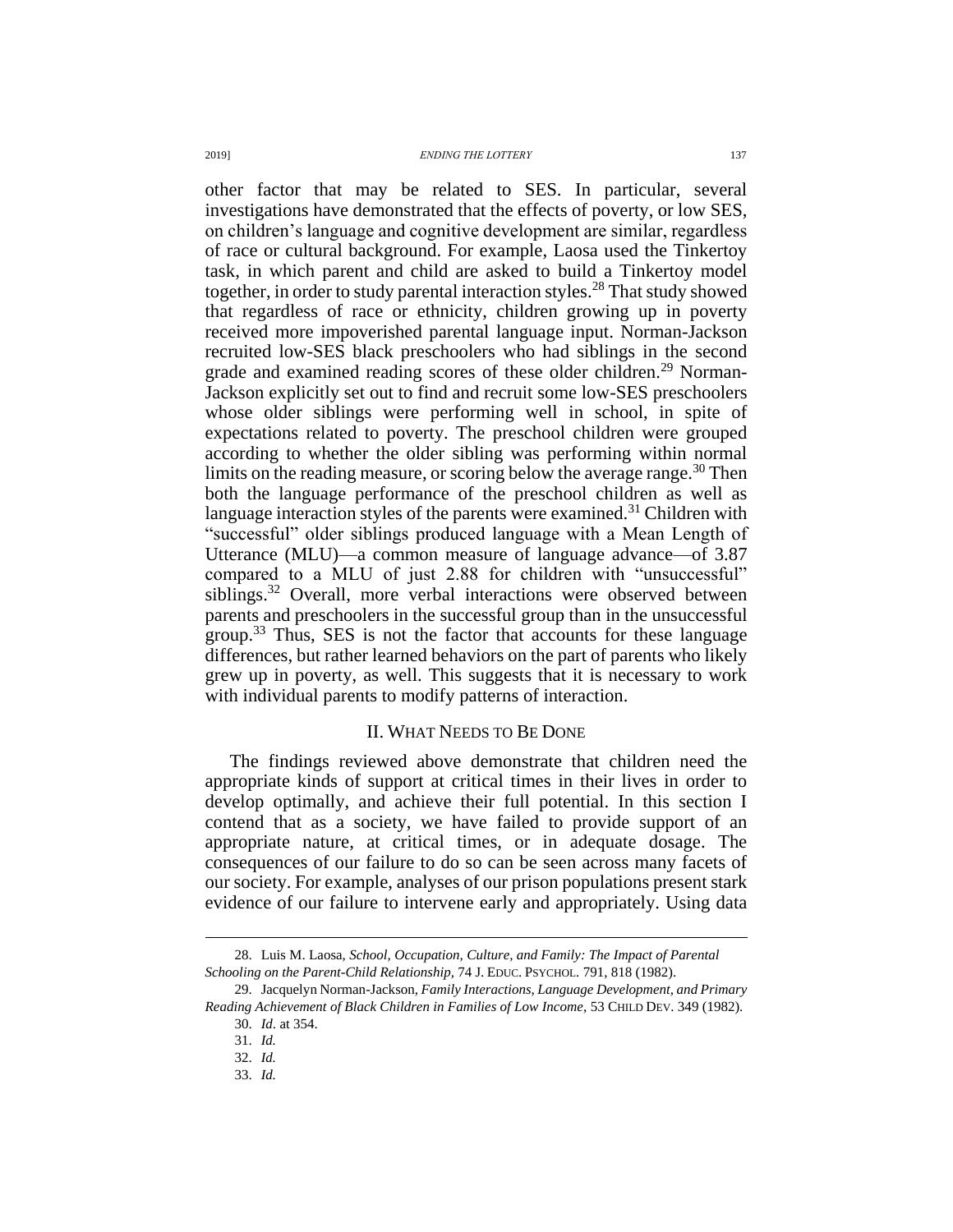other factor that may be related to SES. In particular, several investigations have demonstrated that the effects of poverty, or low SES, on children's language and cognitive development are similar, regardless of race or cultural background. For example, Laosa used the Tinkertoy task, in which parent and child are asked to build a Tinkertoy model together, in order to study parental interaction styles.[28] That study showed that regardless of race or ethnicity, children growing up in poverty received more impoverished parental language input. Norman-Jackson recruited low-SES black preschoolers who had siblings in the second grade and examined reading scores of these older children.[29] Norman-Jackson explicitly set out to find and recruit some low-SES preschoolers whose older siblings were performing well in school, in spite of expectations related to poverty. The preschool children were grouped according to whether the older sibling was performing within normal limits on the reading measure, or scoring below the average range.[30] Then both the language performance of the preschool children as well as language interaction styles of the parents were examined.[31] Children with "successful" older siblings produced language with a Mean Length of Utterance (MLU)—a common measure of language advance—of 3.87 compared to a MLU of just 2.88 for children with "unsuccessful" siblings.[32] Overall, more verbal interactions were observed between parents and preschoolers in the successful group than in the unsuccessful group.[33] Thus, SES is not the factor that accounts for these language differences, but rather learned behaviors on the part of parents who likely grew up in poverty, as well. This suggests that it is necessary to work with individual parents to modify patterns of interaction.

## II. What Needs to Be Done

The findings reviewed above demonstrate that children need the appropriate kinds of support at critical times in their lives in order to develop optimally, and achieve their full potential. In this section I contend that as a society, we have failed to provide support of an appropriate nature, at critical times, or in adequate dosage. The consequences of our failure to do so can be seen across many facets of our society. For example, analyses of our prison populations present stark evidence of our failure to intervene early and appropriately. Using data

---

28. Luis M. Laosa, *School, Occupation, Culture, and Family: The Impact of Parental Schooling on the Parent-Child Relationship*, 74 J. EDUC. PSYCHOL. 791, 818 (1982).

29. Jacquelyn Norman-Jackson, *Family Interactions, Language Development, and Primary Reading Achievement of Black Children in Families of Low Income*, 53 CHILD DEV. 349 (1982).

30. *Id.* at 354.

31. *Id.*

32. *Id.*

33. *Id.*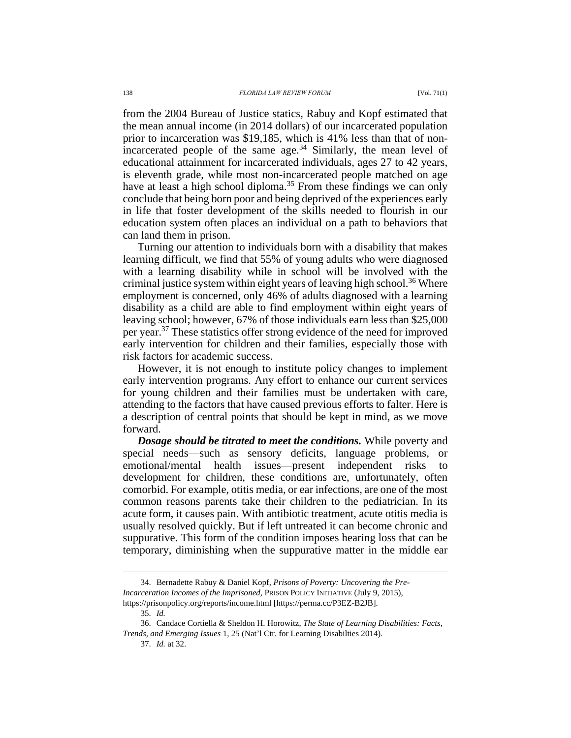from the 2004 Bureau of Justice statics, Rabuy and Kopf estimated that the mean annual income (in 2014 dollars) of our incarcerated population prior to incarceration was $19,185, which is 41% less than that of non-incarcerated people of the same age.[34] Similarly, the mean level of educational attainment for incarcerated individuals, ages 27 to 42 years, is eleventh grade, while most non-incarcerated people matched on age have at least a high school diploma.[35] From these findings we can only conclude that being born poor and being deprived of the experiences early in life that foster development of the skills needed to flourish in our education system often places an individual on a path to behaviors that can land them in prison.

Turning our attention to individuals born with a disability that makes learning difficult, we find that 55% of young adults who were diagnosed with a learning disability while in school will be involved with the criminal justice system within eight years of leaving high school.[36] Where employment is concerned, only 46% of adults diagnosed with a learning disability as a child are able to find employment within eight years of leaving school; however, 67% of those individuals earn less than $25,000 per year.[37] These statistics offer strong evidence of the need for improved early intervention for children and their families, especially those with risk factors for academic success.

However, it is not enough to institute policy changes to implement early intervention programs. Any effort to enhance our current services for young children and their families must be undertaken with care, attending to the factors that have caused previous efforts to falter. Here is a description of central points that should be kept in mind, as we move forward.

***Dosage should be titrated to meet the conditions.*** While poverty and special needs—such as sensory deficits, language problems, or emotional/mental health issues—present independent risks to development for children, these conditions are, unfortunately, often comorbid. For example, otitis media, or ear infections, are one of the most common reasons parents take their children to the pediatrician. In its acute form, it causes pain. With antibiotic treatment, acute otitis media is usually resolved quickly. But if left untreated it can become chronic and suppurative. This form of the condition imposes hearing loss that can be temporary, diminishing when the suppurative matter in the middle ear

---

34. Bernadette Rabuy & Daniel Kopf, *Prisons of Poverty: Uncovering the Pre-Incarceration Incomes of the Imprisoned*, PRISON POLICY INITIATIVE (July 9, 2015), https://prisonpolicy.org/reports/income.html [https://perma.cc/P3EZ-B2JB].

35. *Id.*

36. Candace Cortiella & Sheldon H. Horowitz, *The State of Learning Disabilities: Facts, Trends, and Emerging Issues* 1, 25 (Nat'l Ctr. for Learning Disabilties 2014).

37. *Id.* at 32.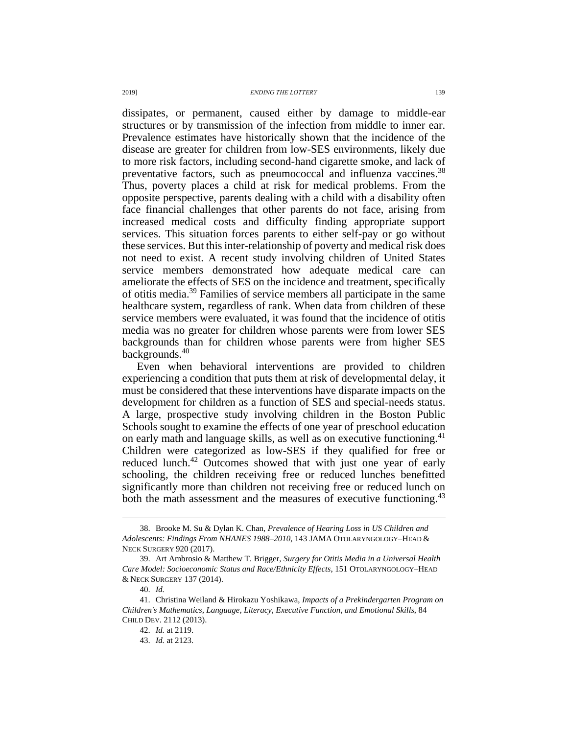dissipates, or permanent, caused either by damage to middle-ear structures or by transmission of the infection from middle to inner ear. Prevalence estimates have historically shown that the incidence of the disease are greater for children from low-SES environments, likely due to more risk factors, including second-hand cigarette smoke, and lack of preventative factors, such as pneumococcal and influenza vaccines.[38] Thus, poverty places a child at risk for medical problems. From the opposite perspective, parents dealing with a child with a disability often face financial challenges that other parents do not face, arising from increased medical costs and difficulty finding appropriate support services. This situation forces parents to either self-pay or go without these services. But this inter-relationship of poverty and medical risk does not need to exist. A recent study involving children of United States service members demonstrated how adequate medical care can ameliorate the effects of SES on the incidence and treatment, specifically of otitis media.[39] Families of service members all participate in the same healthcare system, regardless of rank. When data from children of these service members were evaluated, it was found that the incidence of otitis media was no greater for children whose parents were from lower SES backgrounds than for children whose parents were from higher SES backgrounds.[40]

Even when behavioral interventions are provided to children experiencing a condition that puts them at risk of developmental delay, it must be considered that these interventions have disparate impacts on the development for children as a function of SES and special-needs status. A large, prospective study involving children in the Boston Public Schools sought to examine the effects of one year of preschool education on early math and language skills, as well as on executive functioning.[41] Children were categorized as low-SES if they qualified for free or reduced lunch.[42] Outcomes showed that with just one year of early schooling, the children receiving free or reduced lunches benefitted significantly more than children not receiving free or reduced lunch on both the math assessment and the measures of executive functioning.[43]

---

38. Brooke M. Su & Dylan K. Chan, *Prevalence of Hearing Loss in US Children and Adolescents: Findings From NHANES 1988–2010*, 143 JAMA OTOLARYNGOLOGY–HEAD & NECK SURGERY 920 (2017).

39. Art Ambrosio & Matthew T. Brigger, *Surgery for Otitis Media in a Universal Health Care Model: Socioeconomic Status and Race/Ethnicity Effects*, 151 OTOLARYNGOLOGY–HEAD & NECK SURGERY 137 (2014).

40. *Id.*

41. Christina Weiland & Hirokazu Yoshikawa, *Impacts of a Prekindergarten Program on Children's Mathematics, Language, Literacy, Executive Function, and Emotional Skills*, 84 CHILD DEV. 2112 (2013).

42. *Id.* at 2119.

43. *Id.* at 2123.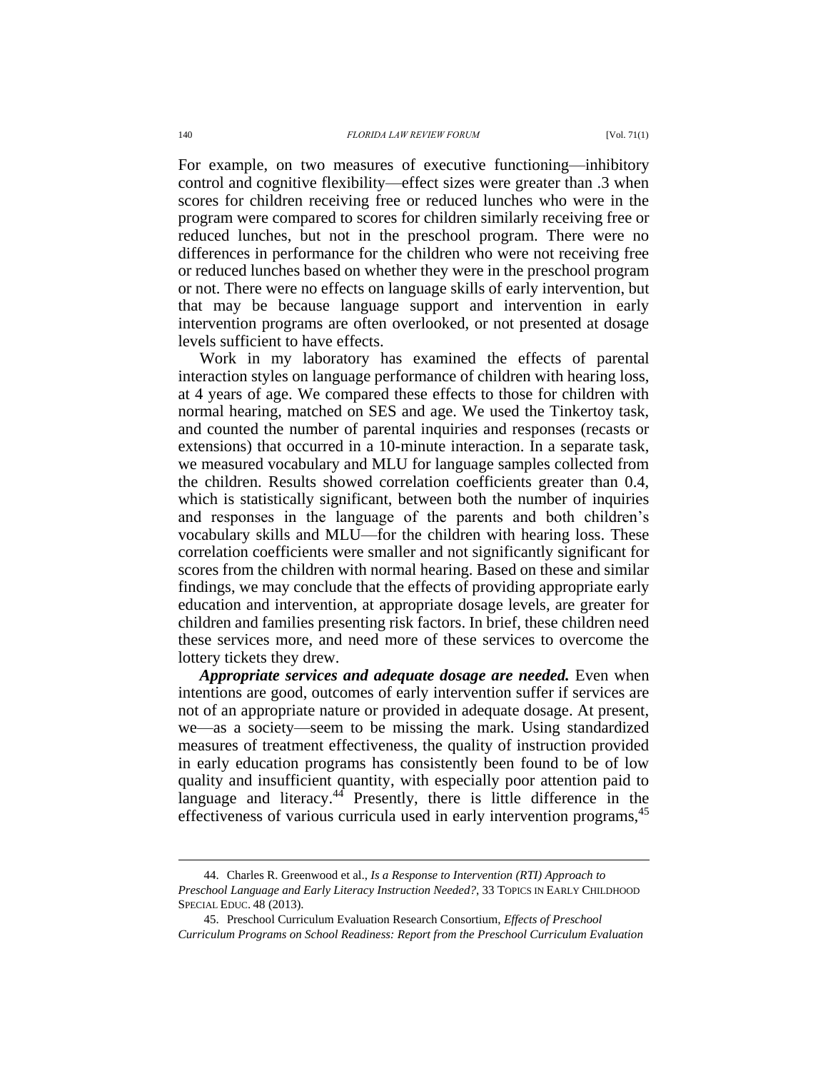For example, on two measures of executive functioning—inhibitory control and cognitive flexibility—effect sizes were greater than .3 when scores for children receiving free or reduced lunches who were in the program were compared to scores for children similarly receiving free or reduced lunches, but not in the preschool program. There were no differences in performance for the children who were not receiving free or reduced lunches based on whether they were in the preschool program or not. There were no effects on language skills of early intervention, but that may be because language support and intervention in early intervention programs are often overlooked, or not presented at dosage levels sufficient to have effects.

Work in my laboratory has examined the effects of parental interaction styles on language performance of children with hearing loss, at 4 years of age. We compared these effects to those for children with normal hearing, matched on SES and age. We used the Tinkertoy task, and counted the number of parental inquiries and responses (recasts or extensions) that occurred in a 10-minute interaction. In a separate task, we measured vocabulary and MLU for language samples collected from the children. Results showed correlation coefficients greater than 0.4, which is statistically significant, between both the number of inquiries and responses in the language of the parents and both children's vocabulary skills and MLU—for the children with hearing loss. These correlation coefficients were smaller and not significantly significant for scores from the children with normal hearing. Based on these and similar findings, we may conclude that the effects of providing appropriate early education and intervention, at appropriate dosage levels, are greater for children and families presenting risk factors. In brief, these children need these services more, and need more of these services to overcome the lottery tickets they drew.

***Appropriate services and adequate dosage are needed.*** Even when intentions are good, outcomes of early intervention suffer if services are not of an appropriate nature or provided in adequate dosage. At present, we—as a society—seem to be missing the mark. Using standardized measures of treatment effectiveness, the quality of instruction provided in early education programs has consistently been found to be of low quality and insufficient quantity, with especially poor attention paid to language and literacy.[44] Presently, there is little difference in the effectiveness of various curricula used in early intervention programs,[45]

---

44. Charles R. Greenwood et al., *Is a Response to Intervention (RTI) Approach to Preschool Language and Early Literacy Instruction Needed?*, 33 TOPICS IN EARLY CHILDHOOD SPECIAL EDUC. 48 (2013).

45. Preschool Curriculum Evaluation Research Consortium, *Effects of Preschool Curriculum Programs on School Readiness: Report from the Preschool Curriculum Evaluation*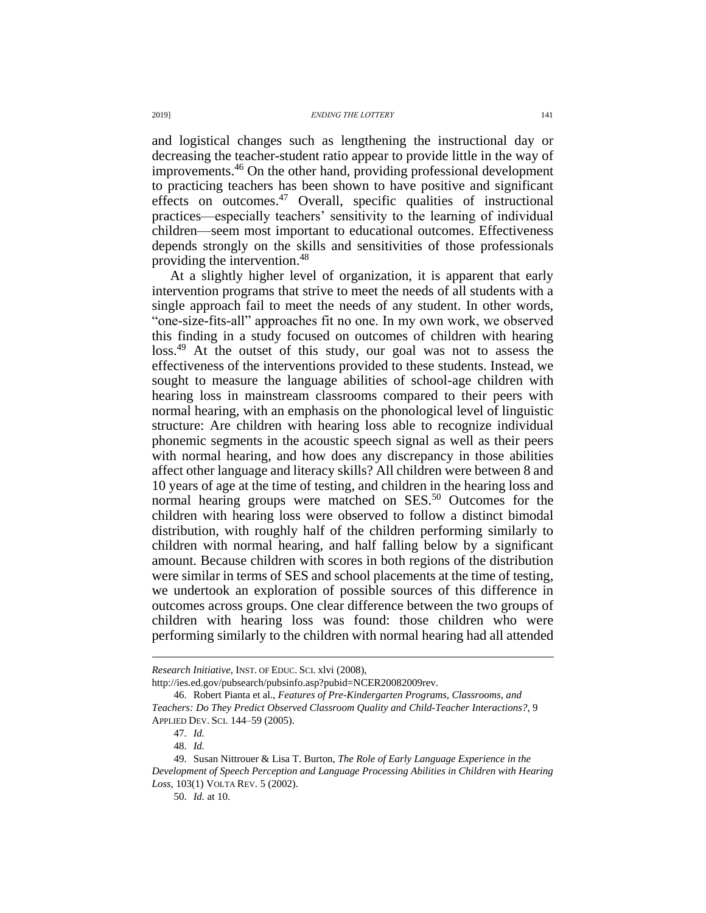and logistical changes such as lengthening the instructional day or decreasing the teacher-student ratio appear to provide little in the way of improvements.[46] On the other hand, providing professional development to practicing teachers has been shown to have positive and significant effects on outcomes.[47] Overall, specific qualities of instructional practices—especially teachers' sensitivity to the learning of individual children—seem most important to educational outcomes. Effectiveness depends strongly on the skills and sensitivities of those professionals providing the intervention.[48]

At a slightly higher level of organization, it is apparent that early intervention programs that strive to meet the needs of all students with a single approach fail to meet the needs of any student. In other words, "one-size-fits-all" approaches fit no one. In my own work, we observed this finding in a study focused on outcomes of children with hearing loss.[49] At the outset of this study, our goal was not to assess the effectiveness of the interventions provided to these students. Instead, we sought to measure the language abilities of school-age children with hearing loss in mainstream classrooms compared to their peers with normal hearing, with an emphasis on the phonological level of linguistic structure: Are children with hearing loss able to recognize individual phonemic segments in the acoustic speech signal as well as their peers with normal hearing, and how does any discrepancy in those abilities affect other language and literacy skills? All children were between 8 and 10 years of age at the time of testing, and children in the hearing loss and normal hearing groups were matched on SES.[50] Outcomes for the children with hearing loss were observed to follow a distinct bimodal distribution, with roughly half of the children performing similarly to children with normal hearing, and half falling below by a significant amount. Because children with scores in both regions of the distribution were similar in terms of SES and school placements at the time of testing, we undertook an exploration of possible sources of this difference in outcomes across groups. One clear difference between the two groups of children with hearing loss was found: those children who were performing similarly to the children with normal hearing had all attended

---

*Research Initiative*, INST. OF EDUC. SCI. xlvi (2008), http://ies.ed.gov/pubsearch/pubsinfo.asp?pubid=NCER20082009rev.

46. Robert Pianta et al., *Features of Pre-Kindergarten Programs, Classrooms, and Teachers: Do They Predict Observed Classroom Quality and Child-Teacher Interactions?*, 9 APPLIED DEV. SCI. 144–59 (2005).

47. *Id.*

48. *Id.*

49. Susan Nittrouer & Lisa T. Burton, *The Role of Early Language Experience in the Development of Speech Perception and Language Processing Abilities in Children with Hearing Loss*, 103(1) VOLTA REV. 5 (2002).

50. *Id.* at 10.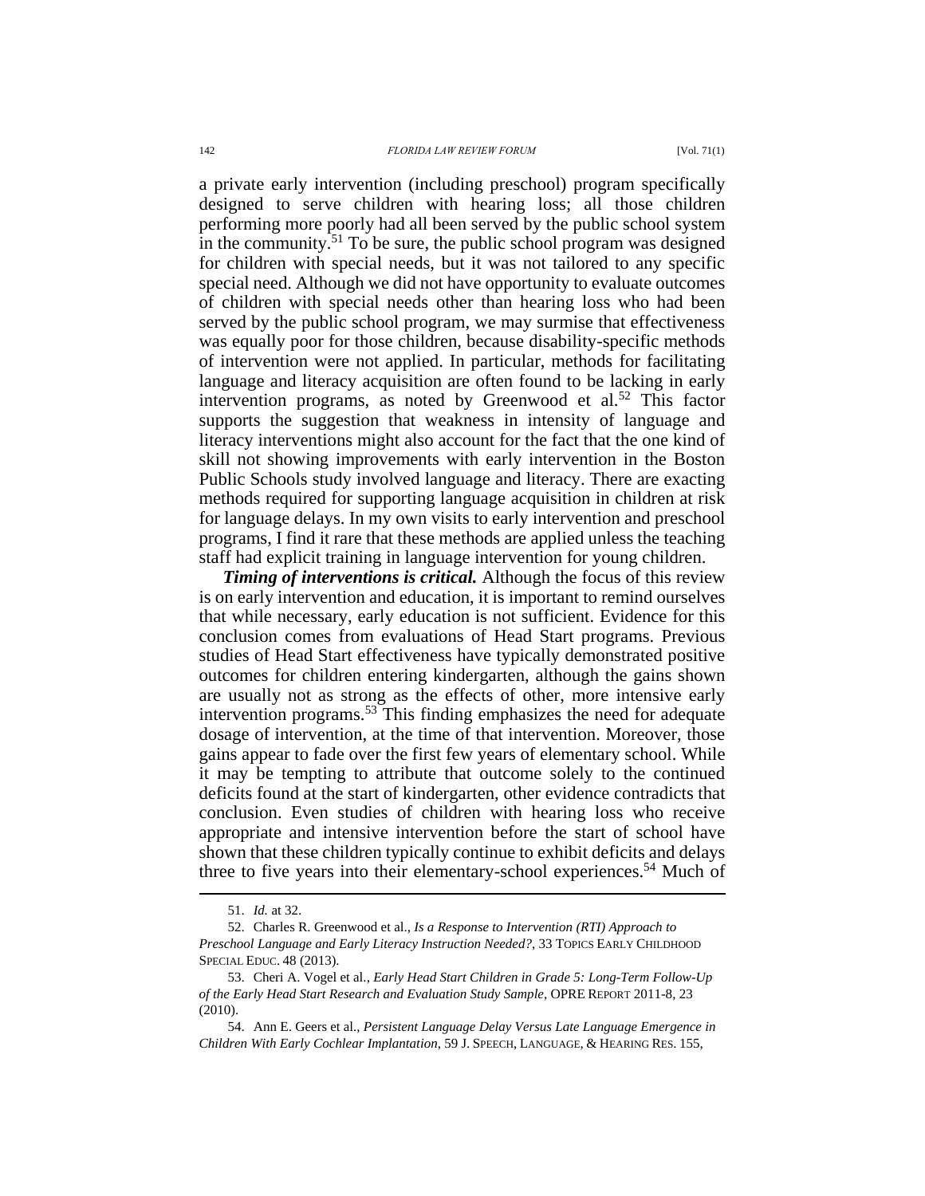a private early intervention (including preschool) program specifically designed to serve children with hearing loss; all those children performing more poorly had all been served by the public school system in the community.[51] To be sure, the public school program was designed for children with special needs, but it was not tailored to any specific special need. Although we did not have opportunity to evaluate outcomes of children with special needs other than hearing loss who had been served by the public school program, we may surmise that effectiveness was equally poor for those children, because disability-specific methods of intervention were not applied. In particular, methods for facilitating language and literacy acquisition are often found to be lacking in early intervention programs, as noted by Greenwood et al.[52] This factor supports the suggestion that weakness in intensity of language and literacy interventions might also account for the fact that the one kind of skill not showing improvements with early intervention in the Boston Public Schools study involved language and literacy. There are exacting methods required for supporting language acquisition in children at risk for language delays. In my own visits to early intervention and preschool programs, I find it rare that these methods are applied unless the teaching staff had explicit training in language intervention for young children.

***Timing of interventions is critical.*** Although the focus of this review is on early intervention and education, it is important to remind ourselves that while necessary, early education is not sufficient. Evidence for this conclusion comes from evaluations of Head Start programs. Previous studies of Head Start effectiveness have typically demonstrated positive outcomes for children entering kindergarten, although the gains shown are usually not as strong as the effects of other, more intensive early intervention programs.[53] This finding emphasizes the need for adequate dosage of intervention, at the time of that intervention. Moreover, those gains appear to fade over the first few years of elementary school. While it may be tempting to attribute that outcome solely to the continued deficits found at the start of kindergarten, other evidence contradicts that conclusion. Even studies of children with hearing loss who receive appropriate and intensive intervention before the start of school have shown that these children typically continue to exhibit deficits and delays three to five years into their elementary-school experiences.[54] Much of

---

51. *Id.* at 32.

52. Charles R. Greenwood et al., *Is a Response to Intervention (RTI) Approach to Preschool Language and Early Literacy Instruction Needed?*, 33 TOPICS EARLY CHILDHOOD SPECIAL EDUC. 48 (2013).

53. Cheri A. Vogel et al., *Early Head Start Children in Grade 5: Long-Term Follow-Up of the Early Head Start Research and Evaluation Study Sample*, OPRE REPORT 2011-8, 23 (2010).

54. Ann E. Geers et al., *Persistent Language Delay Versus Late Language Emergence in Children With Early Cochlear Implantation*, 59 J. SPEECH, LANGUAGE, & HEARING RES. 155,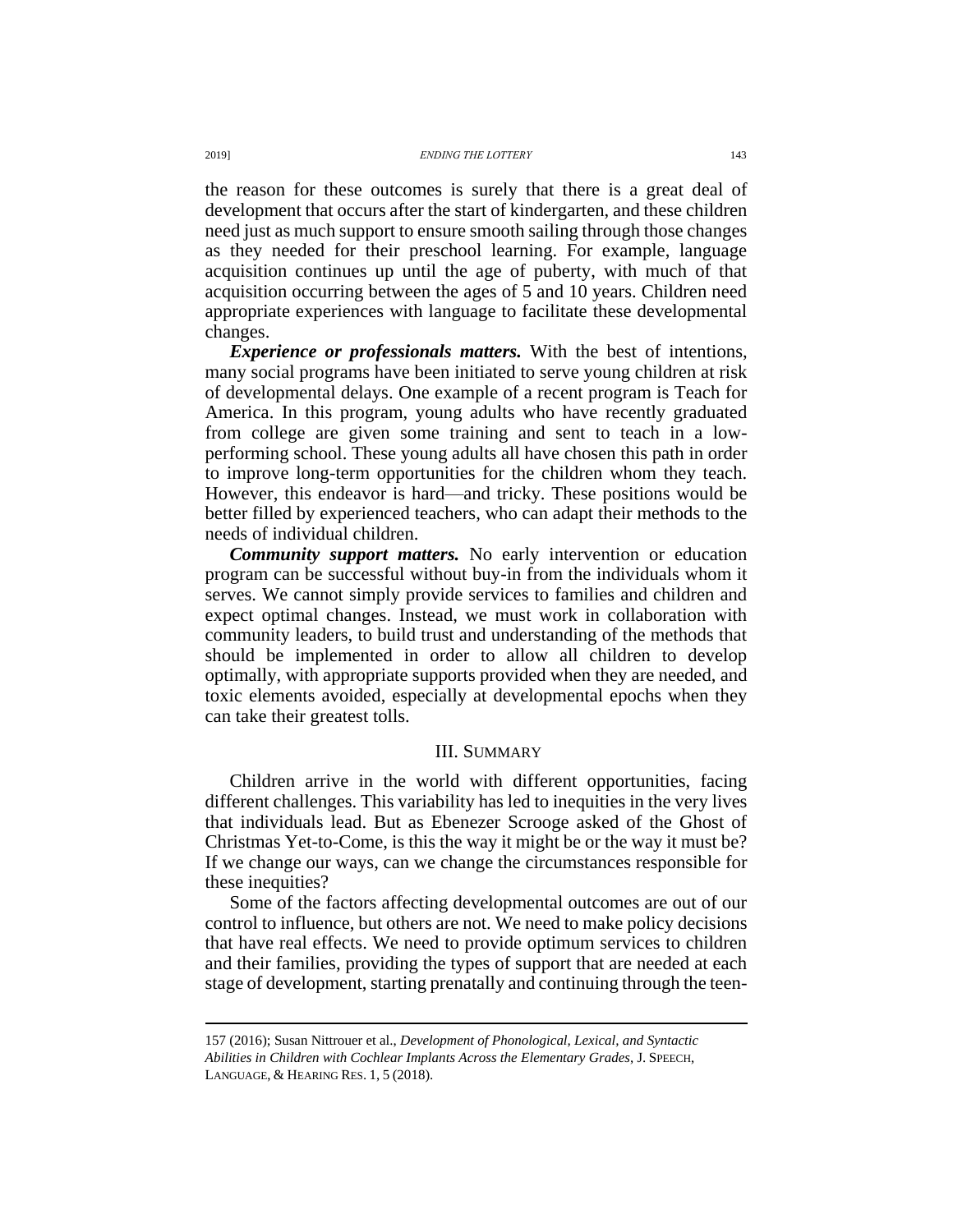the reason for these outcomes is surely that there is a great deal of development that occurs after the start of kindergarten, and these children need just as much support to ensure smooth sailing through those changes as they needed for their preschool learning. For example, language acquisition continues up until the age of puberty, with much of that acquisition occurring between the ages of 5 and 10 years. Children need appropriate experiences with language to facilitate these developmental changes.

***Experience or professionals matters.*** With the best of intentions, many social programs have been initiated to serve young children at risk of developmental delays. One example of a recent program is Teach for America. In this program, young adults who have recently graduated from college are given some training and sent to teach in a low-performing school. These young adults all have chosen this path in order to improve long-term opportunities for the children whom they teach. However, this endeavor is hard—and tricky. These positions would be better filled by experienced teachers, who can adapt their methods to the needs of individual children.

***Community support matters.*** No early intervention or education program can be successful without buy-in from the individuals whom it serves. We cannot simply provide services to families and children and expect optimal changes. Instead, we must work in collaboration with community leaders, to build trust and understanding of the methods that should be implemented in order to allow all children to develop optimally, with appropriate supports provided when they are needed, and toxic elements avoided, especially at developmental epochs when they can take their greatest tolls.

## III. SUMMARY

Children arrive in the world with different opportunities, facing different challenges. This variability has led to inequities in the very lives that individuals lead. But as Ebenezer Scrooge asked of the Ghost of Christmas Yet-to-Come, is this the way it might be or the way it must be? If we change our ways, can we change the circumstances responsible for these inequities?

Some of the factors affecting developmental outcomes are out of our control to influence, but others are not. We need to make policy decisions that have real effects. We need to provide optimum services to children and their families, providing the types of support that are needed at each stage of development, starting prenatally and continuing through the teen-

---

157 (2016); Susan Nittrouer et al., *Development of Phonological, Lexical, and Syntactic Abilities in Children with Cochlear Implants Across the Elementary Grades*, J. SPEECH, LANGUAGE, & HEARING RES. 1, 5 (2018).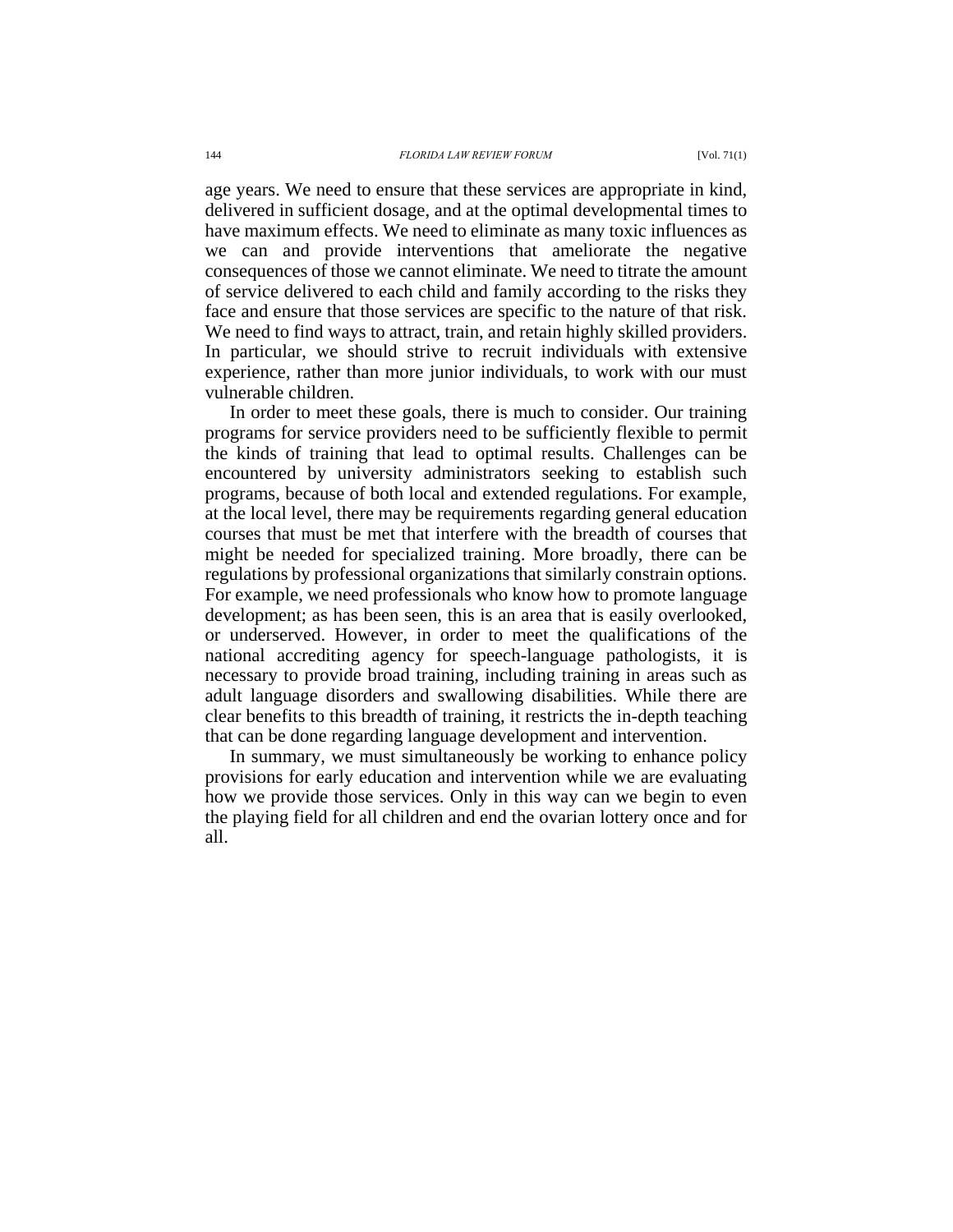age years. We need to ensure that these services are appropriate in kind, delivered in sufficient dosage, and at the optimal developmental times to have maximum effects. We need to eliminate as many toxic influences as we can and provide interventions that ameliorate the negative consequences of those we cannot eliminate. We need to titrate the amount of service delivered to each child and family according to the risks they face and ensure that those services are specific to the nature of that risk. We need to find ways to attract, train, and retain highly skilled providers. In particular, we should strive to recruit individuals with extensive experience, rather than more junior individuals, to work with our must vulnerable children.

In order to meet these goals, there is much to consider. Our training programs for service providers need to be sufficiently flexible to permit the kinds of training that lead to optimal results. Challenges can be encountered by university administrators seeking to establish such programs, because of both local and extended regulations. For example, at the local level, there may be requirements regarding general education courses that must be met that interfere with the breadth of courses that might be needed for specialized training. More broadly, there can be regulations by professional organizations that similarly constrain options. For example, we need professionals who know how to promote language development; as has been seen, this is an area that is easily overlooked, or underserved. However, in order to meet the qualifications of the national accrediting agency for speech-language pathologists, it is necessary to provide broad training, including training in areas such as adult language disorders and swallowing disabilities. While there are clear benefits to this breadth of training, it restricts the in-depth teaching that can be done regarding language development and intervention.

In summary, we must simultaneously be working to enhance policy provisions for early education and intervention while we are evaluating how we provide those services. Only in this way can we begin to even the playing field for all children and end the ovarian lottery once and for all.